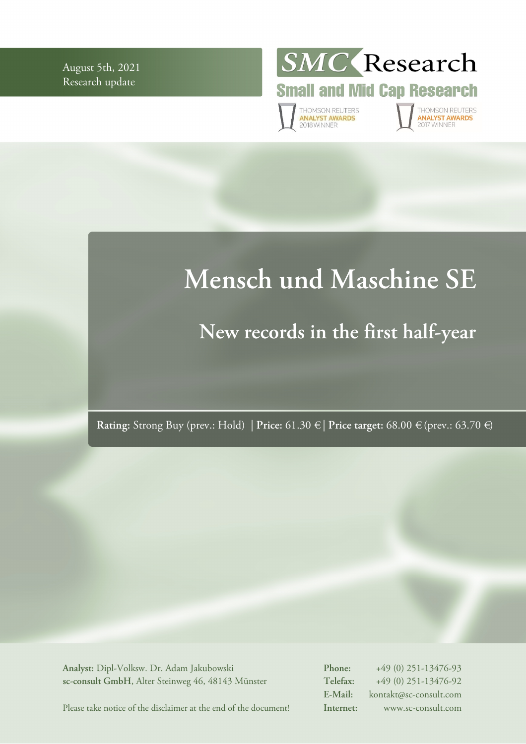August 5th, 2021
Research update

SMC Research
Small and Mid Cap Research

THOMSON REUTERS ANALYST AWARDS 2018 WINNER
THOMSON REUTERS ANALYST AWARDS 2017 WINNER

# Mensch und Maschine SE

## New records in the first half-year

**Rating:** Strong Buy (prev.: Hold) | **Price:** 61.30 € | **Price target:** 68.00 € (prev.: 63.70 €)

**Analyst:** Dipl-Volksw. Dr. Adam Jakubowski
**sc-consult GmbH**, Alter Steinweg 46, 48143 Münster

Please take notice of the disclaimer at the end of the document!

**Phone:** +49 (0) 251-13476-93
**Telefax:** +49 (0) 251-13476-92
**E-Mail:** kontakt@sc-consult.com
**Internet:** www.sc-consult.com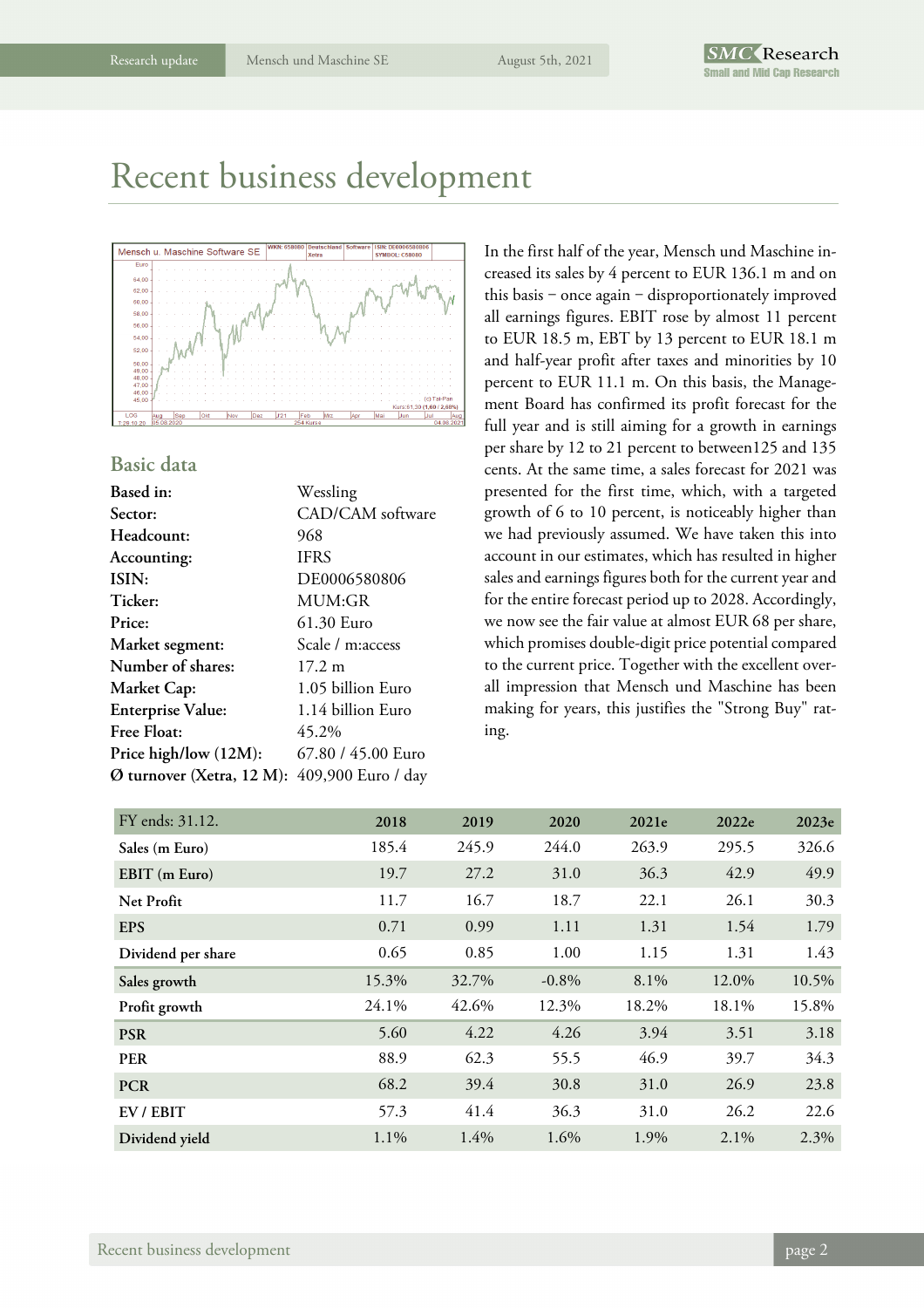# Recent business development

In the first half of the year, Mensch und Maschine increased its sales by 4 percent to EUR 136.1 m and on this basis – once again – disproportionately improved all earnings figures. EBIT rose by almost 11 percent to EUR 18.5 m, EBT by 13 percent to EUR 18.1 m and half-year profit after taxes and minorities by 10 percent to EUR 11.1 m. On this basis, the Management Board has confirmed its profit forecast for the full year and is still aiming for a growth in earnings per share by 12 to 21 percent to between125 and 135 cents. At the same time, a sales forecast for 2021 was presented for the first time, which, with a targeted growth of 6 to 10 percent, is noticeably higher than we had previously assumed. We have taken this into account in our estimates, which has resulted in higher sales and earnings figures both for the current year and for the entire forecast period up to 2028. Accordingly, we now see the fair value at almost EUR 68 per share, which promises double-digit price potential compared to the current price. Together with the excellent overall impression that Mensch und Maschine has been making for years, this justifies the "Strong Buy" rating.

## Basic data

| | |
|---|---|
| **Based in:** | Wessling |
| **Sector:** | CAD/CAM software |
| **Headcount:** | 968 |
| **Accounting:** | IFRS |
| **ISIN:** | DE0006580806 |
| **Ticker:** | MUM:GR |
| **Price:** | 61.30 Euro |
| **Market segment:** | Scale / m:access |
| **Number of shares:** | 17.2 m |
| **Market Cap:** | 1.05 billion Euro |
| **Enterprise Value:** | 1.14 billion Euro |
| **Free Float:** | 45.2% |
| **Price high/low (12M):** | 67.80 / 45.00 Euro |
| **Ø turnover (Xetra, 12 M):** | 409,900 Euro / day |

| FY ends: 31.12. | 2018 | 2019 | 2020 | 2021e | 2022e | 2023e |
|---|---|---|---|---|---|---|
| Sales (m Euro) | 185.4 | 245.9 | 244.0 | 263.9 | 295.5 | 326.6 |
| EBIT (m Euro) | 19.7 | 27.2 | 31.0 | 36.3 | 42.9 | 49.9 |
| Net Profit | 11.7 | 16.7 | 18.7 | 22.1 | 26.1 | 30.3 |
| EPS | 0.71 | 0.99 | 1.11 | 1.31 | 1.54 | 1.79 |
| Dividend per share | 0.65 | 0.85 | 1.00 | 1.15 | 1.31 | 1.43 |
| Sales growth | 15.3% | 32.7% | -0.8% | 8.1% | 12.0% | 10.5% |
| Profit growth | 24.1% | 42.6% | 12.3% | 18.2% | 18.1% | 15.8% |
| PSR | 5.60 | 4.22 | 4.26 | 3.94 | 3.51 | 3.18 |
| PER | 88.9 | 62.3 | 55.5 | 46.9 | 39.7 | 34.3 |
| PCR | 68.2 | 39.4 | 30.8 | 31.0 | 26.9 | 23.8 |
| EV / EBIT | 57.3 | 41.4 | 36.3 | 31.0 | 26.2 | 22.6 |
| Dividend yield | 1.1% | 1.4% | 1.6% | 1.9% | 2.1% | 2.3% |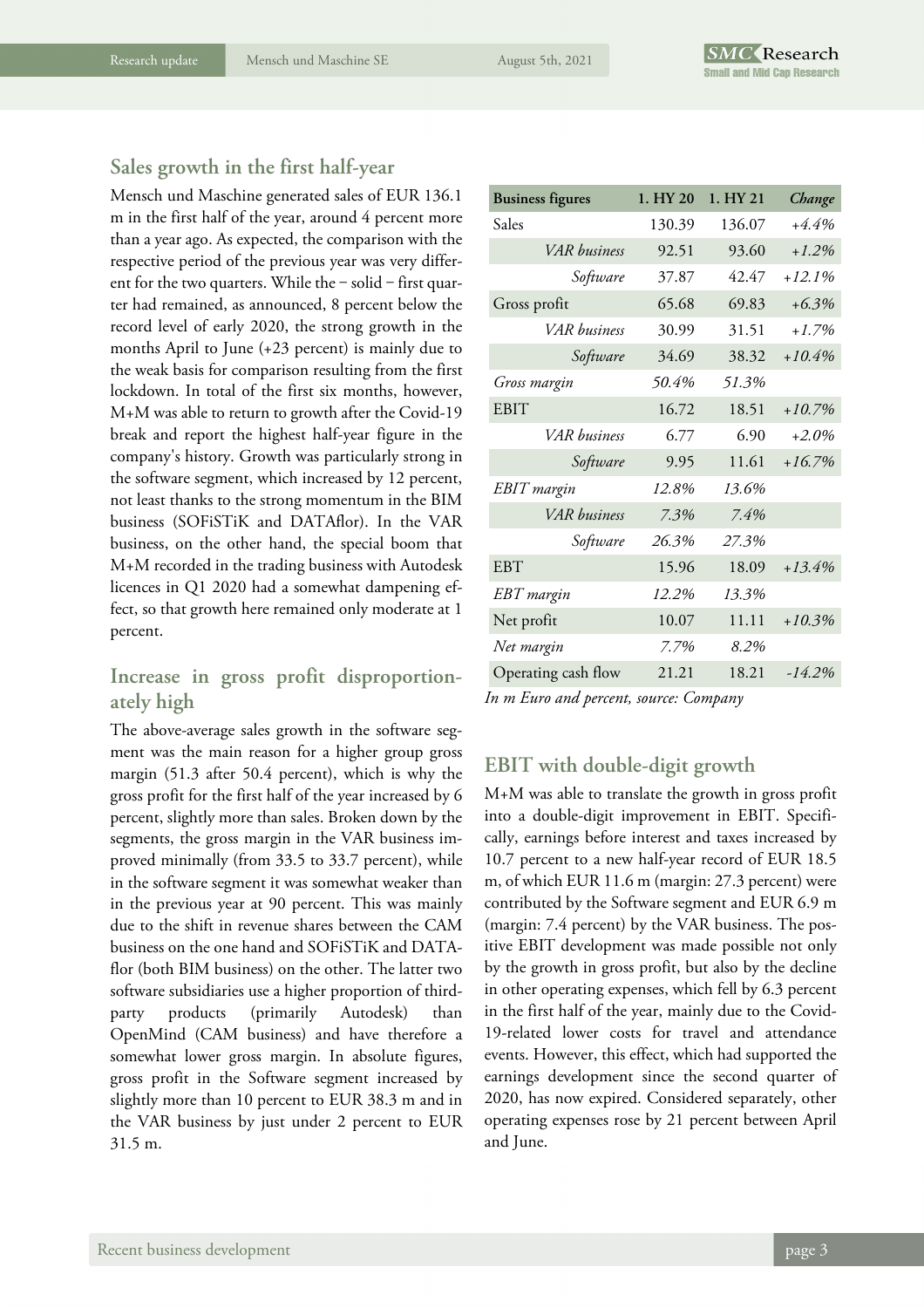## Sales growth in the first half-year

Mensch und Maschine generated sales of EUR 136.1 m in the first half of the year, around 4 percent more than a year ago. As expected, the comparison with the respective period of the previous year was very different for the two quarters. While the – solid – first quarter had remained, as announced, 8 percent below the record level of early 2020, the strong growth in the months April to June (+23 percent) is mainly due to the weak basis for comparison resulting from the first lockdown. In total of the first six months, however, M+M was able to return to growth after the Covid-19 break and report the highest half-year figure in the company's history. Growth was particularly strong in the software segment, which increased by 12 percent, not least thanks to the strong momentum in the BIM business (SOFiSTiK and DATAflor). In the VAR business, on the other hand, the special boom that M+M recorded in the trading business with Autodesk licences in Q1 2020 had a somewhat dampening effect, so that growth here remained only moderate at 1 percent.

## Increase in gross profit disproportionately high

The above-average sales growth in the software segment was the main reason for a higher group gross margin (51.3 after 50.4 percent), which is why the gross profit for the first half of the year increased by 6 percent, slightly more than sales. Broken down by the segments, the gross margin in the VAR business improved minimally (from 33.5 to 33.7 percent), while in the software segment it was somewhat weaker than in the previous year at 90 percent. This was mainly due to the shift in revenue shares between the CAM business on the one hand and SOFiSTiK and DATAflor (both BIM business) on the other. The latter two software subsidiaries use a higher proportion of third-party products (primarily Autodesk) than OpenMind (CAM business) and have therefore a somewhat lower gross margin. In absolute figures, gross profit in the Software segment increased by slightly more than 10 percent to EUR 38.3 m and in the VAR business by just under 2 percent to EUR 31.5 m.

| Business figures | 1. HY 20 | 1. HY 21 | *Change* |
|---|---|---|---|
| Sales | 130.39 | 136.07 | *+4.4%* |
| *VAR business* | 92.51 | 93.60 | *+1.2%* |
| *Software* | 37.87 | 42.47 | *+12.1%* |
| Gross profit | 65.68 | 69.83 | *+6.3%* |
| *VAR business* | 30.99 | 31.51 | *+1.7%* |
| *Software* | 34.69 | 38.32 | *+10.4%* |
| *Gross margin* | *50.4%* | *51.3%* | |
| EBIT | 16.72 | 18.51 | *+10.7%* |
| *VAR business* | 6.77 | 6.90 | *+2.0%* |
| *Software* | 9.95 | 11.61 | *+16.7%* |
| *EBIT margin* | *12.8%* | *13.6%* | |
| *VAR business* | *7.3%* | *7.4%* | |
| *Software* | *26.3%* | *27.3%* | |
| EBT | 15.96 | 18.09 | *+13.4%* |
| *EBT margin* | *12.2%* | *13.3%* | |
| Net profit | 10.07 | 11.11 | *+10.3%* |
| *Net margin* | *7.7%* | *8.2%* | |
| Operating cash flow | 21.21 | 18.21 | *-14.2%* |

*In m Euro and percent, source: Company*

## EBIT with double-digit growth

M+M was able to translate the growth in gross profit into a double-digit improvement in EBIT. Specifically, earnings before interest and taxes increased by 10.7 percent to a new half-year record of EUR 18.5 m, of which EUR 11.6 m (margin: 27.3 percent) were contributed by the Software segment and EUR 6.9 m (margin: 7.4 percent) by the VAR business. The positive EBIT development was made possible not only by the growth in gross profit, but also by the decline in other operating expenses, which fell by 6.3 percent in the first half of the year, mainly due to the Covid-19-related lower costs for travel and attendance events. However, this effect, which had supported the earnings development since the second quarter of 2020, has now expired. Considered separately, other operating expenses rose by 21 percent between April and June.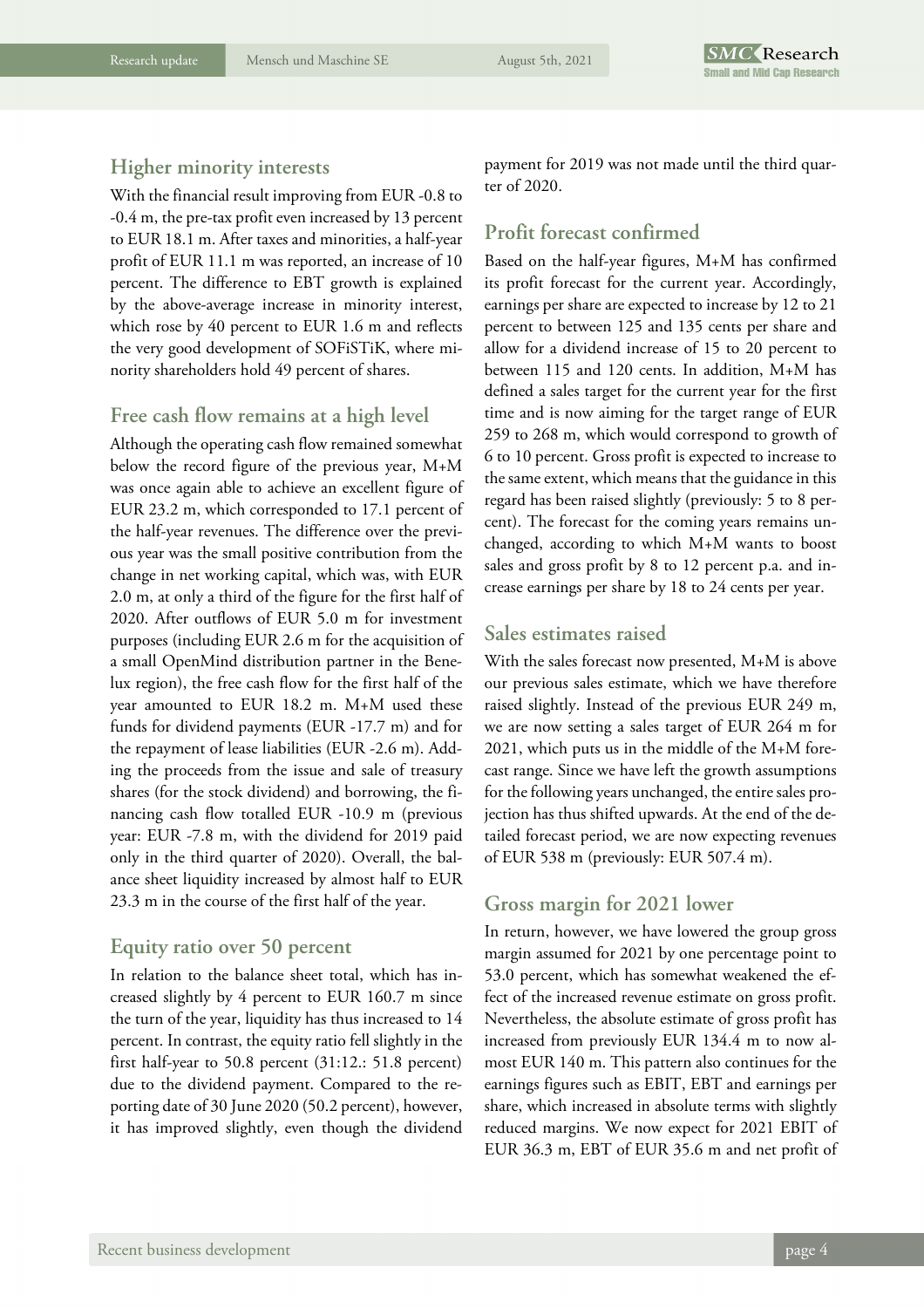## Higher minority interests

With the financial result improving from EUR -0.8 to -0.4 m, the pre-tax profit even increased by 13 percent to EUR 18.1 m. After taxes and minorities, a half-year profit of EUR 11.1 m was reported, an increase of 10 percent. The difference to EBT growth is explained by the above-average increase in minority interest, which rose by 40 percent to EUR 1.6 m and reflects the very good development of SOFiSTiK, where minority shareholders hold 49 percent of shares.

## Free cash flow remains at a high level

Although the operating cash flow remained somewhat below the record figure of the previous year, M+M was once again able to achieve an excellent figure of EUR 23.2 m, which corresponded to 17.1 percent of the half-year revenues. The difference over the previous year was the small positive contribution from the change in net working capital, which was, with EUR 2.0 m, at only a third of the figure for the first half of 2020. After outflows of EUR 5.0 m for investment purposes (including EUR 2.6 m for the acquisition of a small OpenMind distribution partner in the Benelux region), the free cash flow for the first half of the year amounted to EUR 18.2 m. M+M used these funds for dividend payments (EUR -17.7 m) and for the repayment of lease liabilities (EUR -2.6 m). Adding the proceeds from the issue and sale of treasury shares (for the stock dividend) and borrowing, the financing cash flow totalled EUR -10.9 m (previous year: EUR -7.8 m, with the dividend for 2019 paid only in the third quarter of 2020). Overall, the balance sheet liquidity increased by almost half to EUR 23.3 m in the course of the first half of the year.

## Equity ratio over 50 percent

In relation to the balance sheet total, which has increased slightly by 4 percent to EUR 160.7 m since the turn of the year, liquidity has thus increased to 14 percent. In contrast, the equity ratio fell slightly in the first half-year to 50.8 percent (31:12.: 51.8 percent) due to the dividend payment. Compared to the reporting date of 30 June 2020 (50.2 percent), however, it has improved slightly, even though the dividend payment for 2019 was not made until the third quarter of 2020.

## Profit forecast confirmed

Based on the half-year figures, M+M has confirmed its profit forecast for the current year. Accordingly, earnings per share are expected to increase by 12 to 21 percent to between 125 and 135 cents per share and allow for a dividend increase of 15 to 20 percent to between 115 and 120 cents. In addition, M+M has defined a sales target for the current year for the first time and is now aiming for the target range of EUR 259 to 268 m, which would correspond to growth of 6 to 10 percent. Gross profit is expected to increase to the same extent, which means that the guidance in this regard has been raised slightly (previously: 5 to 8 percent). The forecast for the coming years remains unchanged, according to which M+M wants to boost sales and gross profit by 8 to 12 percent p.a. and increase earnings per share by 18 to 24 cents per year.

## Sales estimates raised

With the sales forecast now presented, M+M is above our previous sales estimate, which we have therefore raised slightly. Instead of the previous EUR 249 m, we are now setting a sales target of EUR 264 m for 2021, which puts us in the middle of the M+M forecast range. Since we have left the growth assumptions for the following years unchanged, the entire sales projection has thus shifted upwards. At the end of the detailed forecast period, we are now expecting revenues of EUR 538 m (previously: EUR 507.4 m).

## Gross margin for 2021 lower

In return, however, we have lowered the group gross margin assumed for 2021 by one percentage point to 53.0 percent, which has somewhat weakened the effect of the increased revenue estimate on gross profit. Nevertheless, the absolute estimate of gross profit has increased from previously EUR 134.4 m to now almost EUR 140 m. This pattern also continues for the earnings figures such as EBIT, EBT and earnings per share, which increased in absolute terms with slightly reduced margins. We now expect for 2021 EBIT of EUR 36.3 m, EBT of EUR 35.6 m and net profit of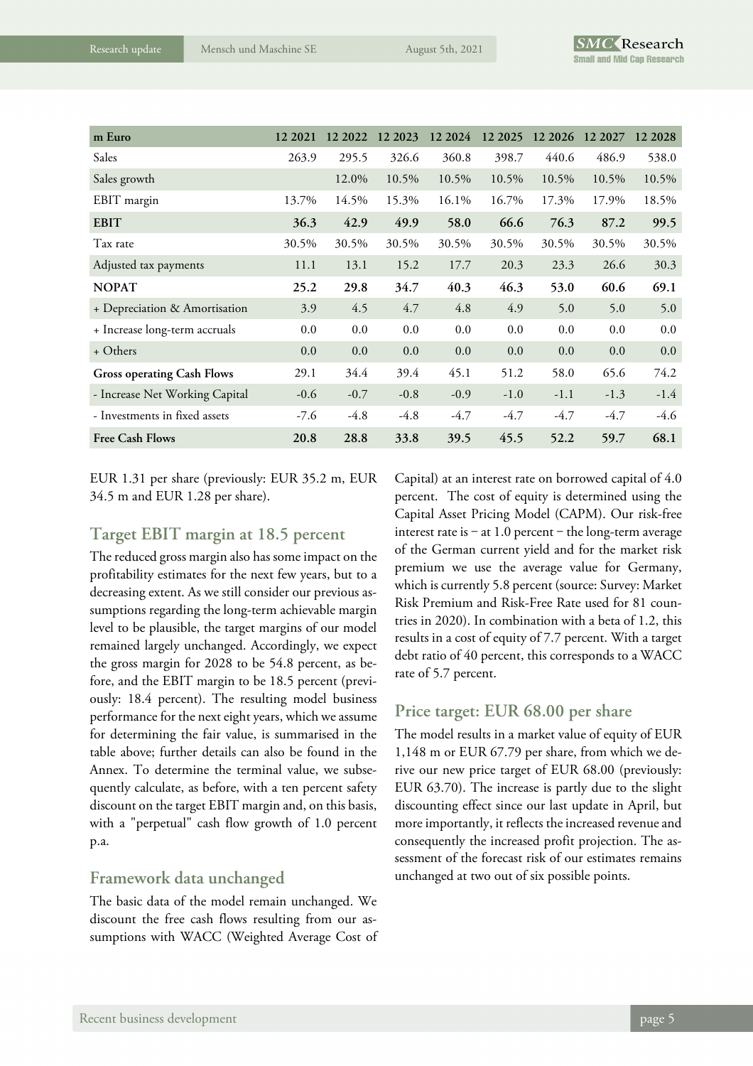| m Euro | 12 2021 | 12 2022 | 12 2023 | 12 2024 | 12 2025 | 12 2026 | 12 2027 | 12 2028 |
|---|---|---|---|---|---|---|---|---|
| Sales | 263.9 | 295.5 | 326.6 | 360.8 | 398.7 | 440.6 | 486.9 | 538.0 |
| Sales growth | | 12.0% | 10.5% | 10.5% | 10.5% | 10.5% | 10.5% | 10.5% |
| EBIT margin | 13.7% | 14.5% | 15.3% | 16.1% | 16.7% | 17.3% | 17.9% | 18.5% |
| **EBIT** | **36.3** | **42.9** | **49.9** | **58.0** | **66.6** | **76.3** | **87.2** | **99.5** |
| Tax rate | 30.5% | 30.5% | 30.5% | 30.5% | 30.5% | 30.5% | 30.5% | 30.5% |
| Adjusted tax payments | 11.1 | 13.1 | 15.2 | 17.7 | 20.3 | 23.3 | 26.6 | 30.3 |
| **NOPAT** | **25.2** | **29.8** | **34.7** | **40.3** | **46.3** | **53.0** | **60.6** | **69.1** |
| + Depreciation & Amortisation | 3.9 | 4.5 | 4.7 | 4.8 | 4.9 | 5.0 | 5.0 | 5.0 |
| + Increase long-term accruals | 0.0 | 0.0 | 0.0 | 0.0 | 0.0 | 0.0 | 0.0 | 0.0 |
| + Others | 0.0 | 0.0 | 0.0 | 0.0 | 0.0 | 0.0 | 0.0 | 0.0 |
| **Gross operating Cash Flows** | 29.1 | 34.4 | 39.4 | 45.1 | 51.2 | 58.0 | 65.6 | 74.2 |
| - Increase Net Working Capital | -0.6 | -0.7 | -0.8 | -0.9 | -1.0 | -1.1 | -1.3 | -1.4 |
| - Investments in fixed assets | -7.6 | -4.8 | -4.8 | -4.7 | -4.7 | -4.7 | -4.7 | -4.6 |
| **Free Cash Flows** | **20.8** | **28.8** | **33.8** | **39.5** | **45.5** | **52.2** | **59.7** | **68.1** |

EUR 1.31 per share (previously: EUR 35.2 m, EUR 34.5 m and EUR 1.28 per share).

## Target EBIT margin at 18.5 percent

The reduced gross margin also has some impact on the profitability estimates for the next few years, but to a decreasing extent. As we still consider our previous assumptions regarding the long-term achievable margin level to be plausible, the target margins of our model remained largely unchanged. Accordingly, we expect the gross margin for 2028 to be 54.8 percent, as before, and the EBIT margin to be 18.5 percent (previously: 18.4 percent). The resulting model business performance for the next eight years, which we assume for determining the fair value, is summarised in the table above; further details can also be found in the Annex. To determine the terminal value, we subsequently calculate, as before, with a ten percent safety discount on the target EBIT margin and, on this basis, with a "perpetual" cash flow growth of 1.0 percent p.a.

## Framework data unchanged

The basic data of the model remain unchanged. We discount the free cash flows resulting from our assumptions with WACC (Weighted Average Cost of Capital) at an interest rate on borrowed capital of 4.0 percent. The cost of equity is determined using the Capital Asset Pricing Model (CAPM). Our risk-free interest rate is – at 1.0 percent – the long-term average of the German current yield and for the market risk premium we use the average value for Germany, which is currently 5.8 percent (source: Survey: Market Risk Premium and Risk-Free Rate used for 81 countries in 2020). In combination with a beta of 1.2, this results in a cost of equity of 7.7 percent. With a target debt ratio of 40 percent, this corresponds to a WACC rate of 5.7 percent.

## Price target: EUR 68.00 per share

The model results in a market value of equity of EUR 1,148 m or EUR 67.79 per share, from which we derive our new price target of EUR 68.00 (previously: EUR 63.70). The increase is partly due to the slight discounting effect since our last update in April, but more importantly, it reflects the increased revenue and consequently the increased profit projection. The assessment of the forecast risk of our estimates remains unchanged at two out of six possible points.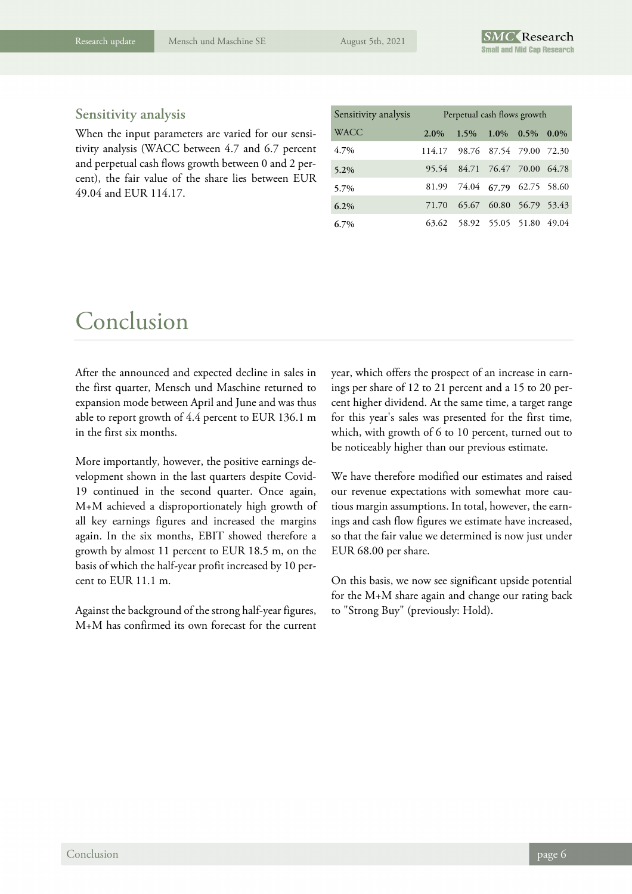## Sensitivity analysis

When the input parameters are varied for our sensitivity analysis (WACC between 4.7 and 6.7 percent and perpetual cash flows growth between 0 and 2 percent), the fair value of the share lies between EUR 49.04 and EUR 114.17.

| Sensitivity analysis | Perpetual cash flows growth | | | | |
|---|---|---|---|---|---|
| **WACC** | **2.0%** | **1.5%** | **1.0%** | **0.5%** | **0.0%** |
| **4.7%** | 114.17 | 98.76 | 87.54 | 79.00 | 72.30 |
| **5.2%** | 95.54 | 84.71 | 76.47 | 70.00 | 64.78 |
| **5.7%** | 81.99 | 74.04 | **67.79** | 62.75 | 58.60 |
| **6.2%** | 71.70 | 65.67 | 60.80 | 56.79 | 53.43 |
| **6.7%** | 63.62 | 58.92 | 55.05 | 51.80 | 49.04 |

# Conclusion

After the announced and expected decline in sales in the first quarter, Mensch und Maschine returned to expansion mode between April and June and was thus able to report growth of 4.4 percent to EUR 136.1 m in the first six months.

More importantly, however, the positive earnings development shown in the last quarters despite Covid-19 continued in the second quarter. Once again, M+M achieved a disproportionately high growth of all key earnings figures and increased the margins again. In the six months, EBIT showed therefore a growth by almost 11 percent to EUR 18.5 m, on the basis of which the half-year profit increased by 10 percent to EUR 11.1 m.

Against the background of the strong half-year figures, M+M has confirmed its own forecast for the current year, which offers the prospect of an increase in earnings per share of 12 to 21 percent and a 15 to 20 percent higher dividend. At the same time, a target range for this year's sales was presented for the first time, which, with growth of 6 to 10 percent, turned out to be noticeably higher than our previous estimate.

We have therefore modified our estimates and raised our revenue expectations with somewhat more cautious margin assumptions. In total, however, the earnings and cash flow figures we estimate have increased, so that the fair value we determined is now just under EUR 68.00 per share.

On this basis, we now see significant upside potential for the M+M share again and change our rating back to "Strong Buy" (previously: Hold).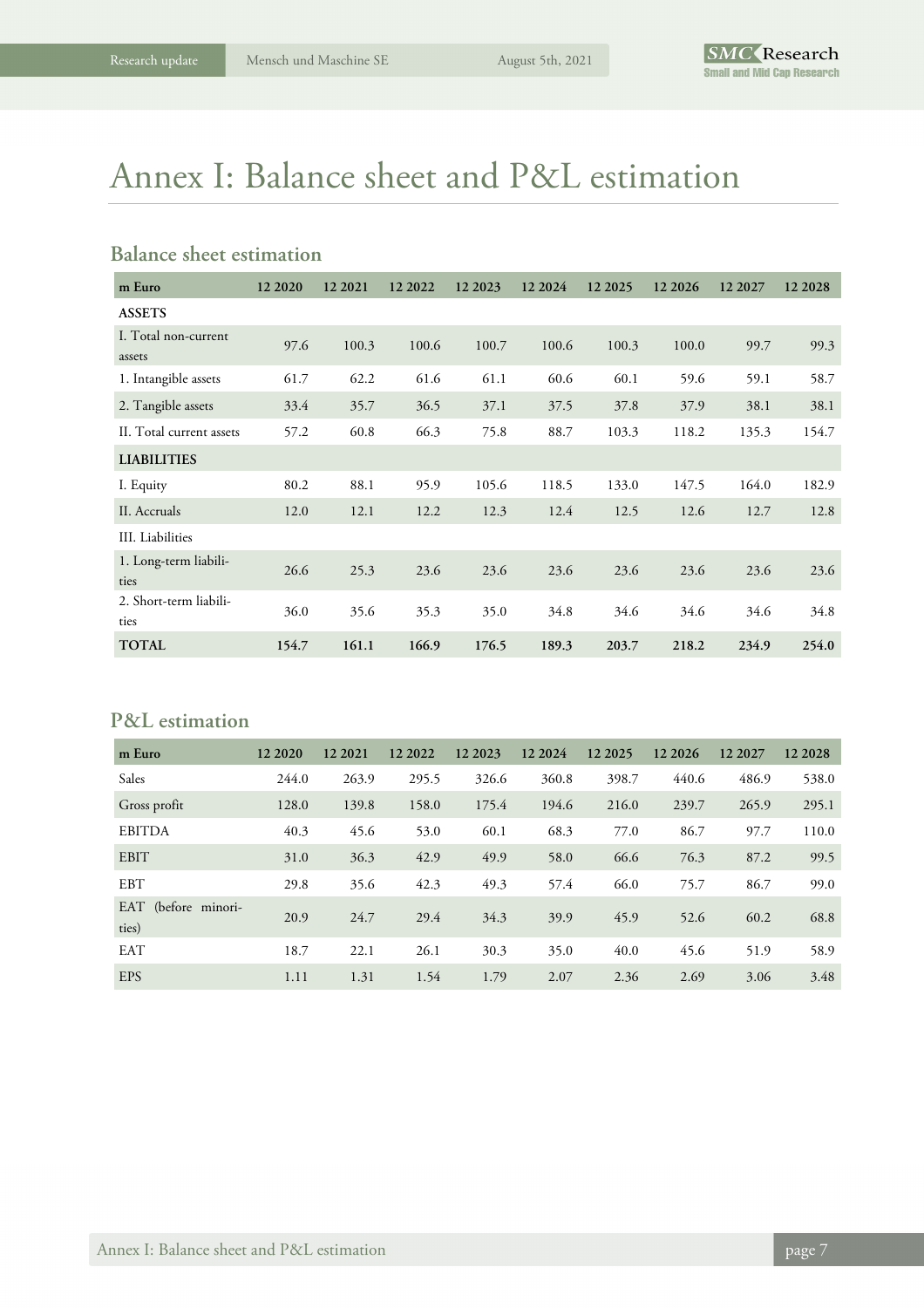# Annex I: Balance sheet and P&L estimation

## Balance sheet estimation

| m Euro | 12 2020 | 12 2021 | 12 2022 | 12 2023 | 12 2024 | 12 2025 | 12 2026 | 12 2027 | 12 2028 |
|---|---|---|---|---|---|---|---|---|---|
| **ASSETS** | | | | | | | | | |
| I. Total non-current assets | 97.6 | 100.3 | 100.6 | 100.7 | 100.6 | 100.3 | 100.0 | 99.7 | 99.3 |
| 1. Intangible assets | 61.7 | 62.2 | 61.6 | 61.1 | 60.6 | 60.1 | 59.6 | 59.1 | 58.7 |
| 2. Tangible assets | 33.4 | 35.7 | 36.5 | 37.1 | 37.5 | 37.8 | 37.9 | 38.1 | 38.1 |
| II. Total current assets | 57.2 | 60.8 | 66.3 | 75.8 | 88.7 | 103.3 | 118.2 | 135.3 | 154.7 |
| **LIABILITIES** | | | | | | | | | |
| I. Equity | 80.2 | 88.1 | 95.9 | 105.6 | 118.5 | 133.0 | 147.5 | 164.0 | 182.9 |
| II. Accruals | 12.0 | 12.1 | 12.2 | 12.3 | 12.4 | 12.5 | 12.6 | 12.7 | 12.8 |
| III. Liabilities | | | | | | | | | |
| 1. Long-term liabilities | 26.6 | 25.3 | 23.6 | 23.6 | 23.6 | 23.6 | 23.6 | 23.6 | 23.6 |
| 2. Short-term liabilities | 36.0 | 35.6 | 35.3 | 35.0 | 34.8 | 34.6 | 34.6 | 34.6 | 34.8 |
| **TOTAL** | **154.7** | **161.1** | **166.9** | **176.5** | **189.3** | **203.7** | **218.2** | **234.9** | **254.0** |

## P&L estimation

| m Euro | 12 2020 | 12 2021 | 12 2022 | 12 2023 | 12 2024 | 12 2025 | 12 2026 | 12 2027 | 12 2028 |
|---|---|---|---|---|---|---|---|---|---|
| Sales | 244.0 | 263.9 | 295.5 | 326.6 | 360.8 | 398.7 | 440.6 | 486.9 | 538.0 |
| Gross profit | 128.0 | 139.8 | 158.0 | 175.4 | 194.6 | 216.0 | 239.7 | 265.9 | 295.1 |
| EBITDA | 40.3 | 45.6 | 53.0 | 60.1 | 68.3 | 77.0 | 86.7 | 97.7 | 110.0 |
| EBIT | 31.0 | 36.3 | 42.9 | 49.9 | 58.0 | 66.6 | 76.3 | 87.2 | 99.5 |
| EBT | 29.8 | 35.6 | 42.3 | 49.3 | 57.4 | 66.0 | 75.7 | 86.7 | 99.0 |
| EAT (before minorities) | 20.9 | 24.7 | 29.4 | 34.3 | 39.9 | 45.9 | 52.6 | 60.2 | 68.8 |
| EAT | 18.7 | 22.1 | 26.1 | 30.3 | 35.0 | 40.0 | 45.6 | 51.9 | 58.9 |
| EPS | 1.11 | 1.31 | 1.54 | 1.79 | 2.07 | 2.36 | 2.69 | 3.06 | 3.48 |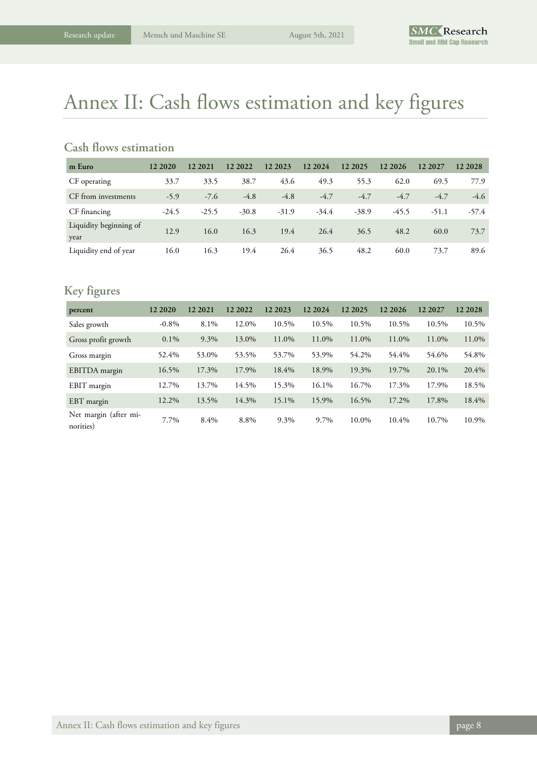# Annex II: Cash flows estimation and key figures

## Cash flows estimation

| m Euro | 12 2020 | 12 2021 | 12 2022 | 12 2023 | 12 2024 | 12 2025 | 12 2026 | 12 2027 | 12 2028 |
|---|---|---|---|---|---|---|---|---|---|
| CF operating | 33.7 | 33.5 | 38.7 | 43.6 | 49.3 | 55.3 | 62.0 | 69.5 | 77.9 |
| CF from investments | -5.9 | -7.6 | -4.8 | -4.8 | -4.7 | -4.7 | -4.7 | -4.7 | -4.6 |
| CF financing | -24.5 | -25.5 | -30.8 | -31.9 | -34.4 | -38.9 | -45.5 | -51.1 | -57.4 |
| Liquidity beginning of year | 12.9 | 16.0 | 16.3 | 19.4 | 26.4 | 36.5 | 48.2 | 60.0 | 73.7 |
| Liquidity end of year | 16.0 | 16.3 | 19.4 | 26.4 | 36.5 | 48.2 | 60.0 | 73.7 | 89.6 |

## Key figures

| percent | 12 2020 | 12 2021 | 12 2022 | 12 2023 | 12 2024 | 12 2025 | 12 2026 | 12 2027 | 12 2028 |
|---|---|---|---|---|---|---|---|---|---|
| Sales growth | -0.8% | 8.1% | 12.0% | 10.5% | 10.5% | 10.5% | 10.5% | 10.5% | 10.5% |
| Gross profit growth | 0.1% | 9.3% | 13.0% | 11.0% | 11.0% | 11.0% | 11.0% | 11.0% | 11.0% |
| Gross margin | 52.4% | 53.0% | 53.5% | 53.7% | 53.9% | 54.2% | 54.4% | 54.6% | 54.8% |
| EBITDA margin | 16.5% | 17.3% | 17.9% | 18.4% | 18.9% | 19.3% | 19.7% | 20.1% | 20.4% |
| EBIT margin | 12.7% | 13.7% | 14.5% | 15.3% | 16.1% | 16.7% | 17.3% | 17.9% | 18.5% |
| EBT margin | 12.2% | 13.5% | 14.3% | 15.1% | 15.9% | 16.5% | 17.2% | 17.8% | 18.4% |
| Net margin (after minorities) | 7.7% | 8.4% | 8.8% | 9.3% | 9.7% | 10.0% | 10.4% | 10.7% | 10.9% |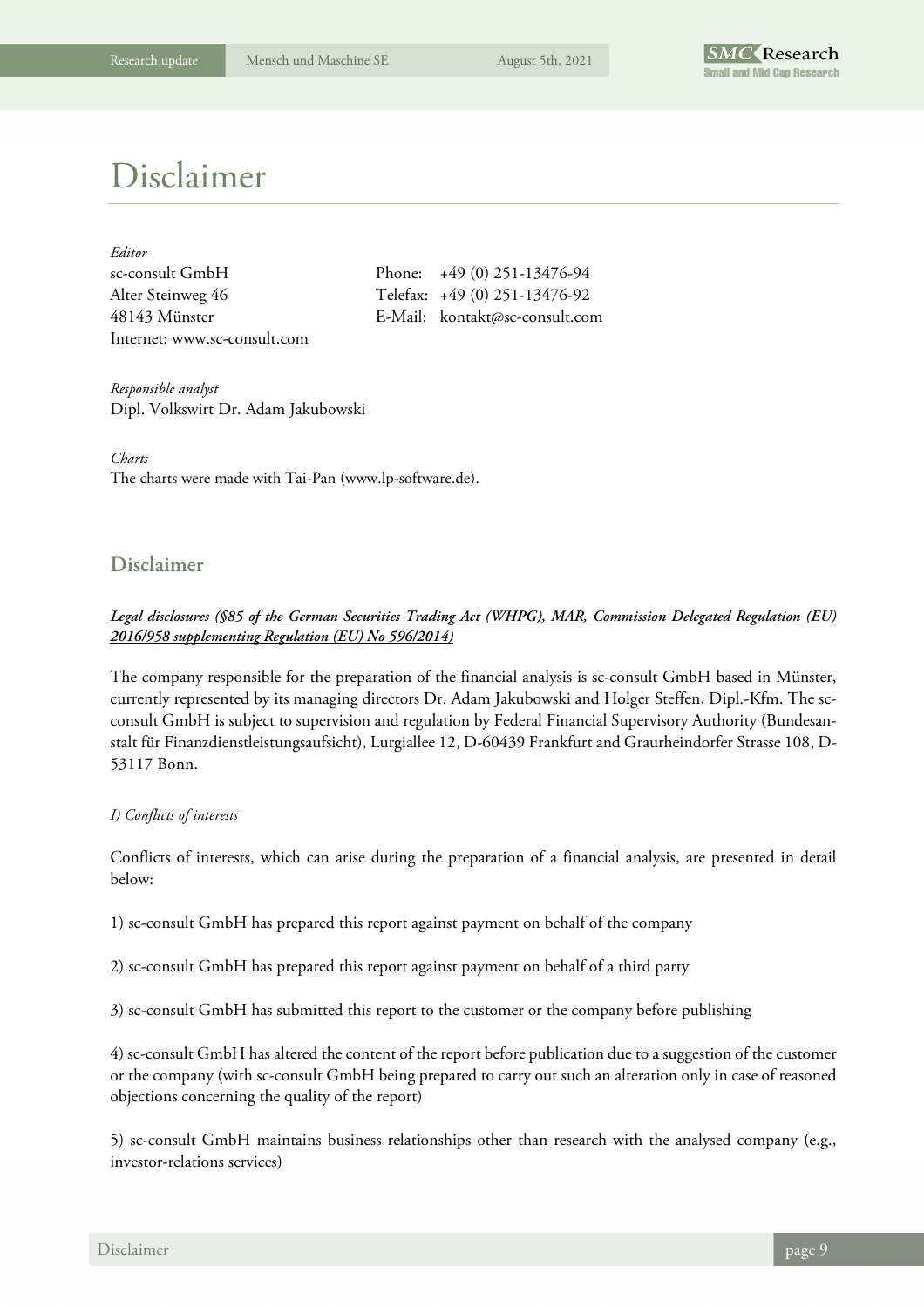# Disclaimer

*Editor*

sc-consult GmbH
Alter Steinweg 46
48143 Münster
Internet: www.sc-consult.com

Phone: +49 (0) 251-13476-94
Telefax: +49 (0) 251-13476-92
E-Mail: kontakt@sc-consult.com

*Responsible analyst*

Dipl. Volkswirt Dr. Adam Jakubowski

*Charts*

The charts were made with Tai-Pan (www.lp-software.de).

## Disclaimer

***Legal disclosures (§85 of the German Securities Trading Act (WHPG), MAR, Commission Delegated Regulation (EU) 2016/958 supplementing Regulation (EU) No 596/2014)***

The company responsible for the preparation of the financial analysis is sc-consult GmbH based in Münster, currently represented by its managing directors Dr. Adam Jakubowski and Holger Steffen, Dipl.-Kfm. The sc-consult GmbH is subject to supervision and regulation by Federal Financial Supervisory Authority (Bundesanstalt für Finanzdienstleistungsaufsicht), Lurgiallee 12, D-60439 Frankfurt and Graurheindorfer Strasse 108, D-53117 Bonn.

*I) Conflicts of interests*

Conflicts of interests, which can arise during the preparation of a financial analysis, are presented in detail below:

1) sc-consult GmbH has prepared this report against payment on behalf of the company

2) sc-consult GmbH has prepared this report against payment on behalf of a third party

3) sc-consult GmbH has submitted this report to the customer or the company before publishing

4) sc-consult GmbH has altered the content of the report before publication due to a suggestion of the customer or the company (with sc-consult GmbH being prepared to carry out such an alteration only in case of reasoned objections concerning the quality of the report)

5) sc-consult GmbH maintains business relationships other than research with the analysed company (e.g., investor-relations services)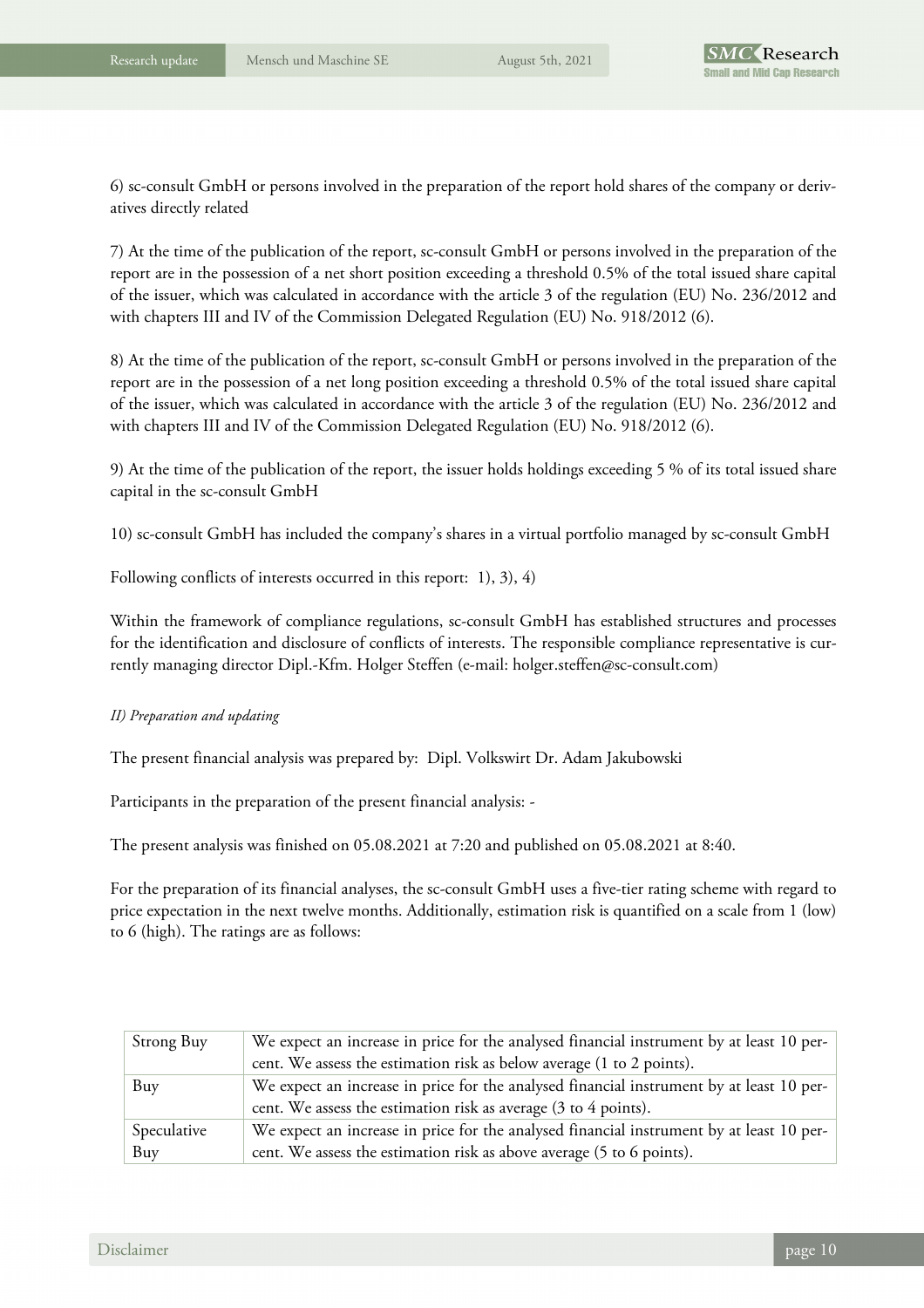6) sc-consult GmbH or persons involved in the preparation of the report hold shares of the company or derivatives directly related

7) At the time of the publication of the report, sc-consult GmbH or persons involved in the preparation of the report are in the possession of a net short position exceeding a threshold 0.5% of the total issued share capital of the issuer, which was calculated in accordance with the article 3 of the regulation (EU) No. 236/2012 and with chapters III and IV of the Commission Delegated Regulation (EU) No. 918/2012 (6).

8) At the time of the publication of the report, sc-consult GmbH or persons involved in the preparation of the report are in the possession of a net long position exceeding a threshold 0.5% of the total issued share capital of the issuer, which was calculated in accordance with the article 3 of the regulation (EU) No. 236/2012 and with chapters III and IV of the Commission Delegated Regulation (EU) No. 918/2012 (6).

9) At the time of the publication of the report, the issuer holds holdings exceeding 5 % of its total issued share capital in the sc-consult GmbH

10) sc-consult GmbH has included the company's shares in a virtual portfolio managed by sc-consult GmbH

Following conflicts of interests occurred in this report: 1), 3), 4)

Within the framework of compliance regulations, sc-consult GmbH has established structures and processes for the identification and disclosure of conflicts of interests. The responsible compliance representative is currently managing director Dipl.-Kfm. Holger Steffen (e-mail: holger.steffen@sc-consult.com)

*II) Preparation and updating*

The present financial analysis was prepared by: Dipl. Volkswirt Dr. Adam Jakubowski

Participants in the preparation of the present financial analysis: -

The present analysis was finished on 05.08.2021 at 7:20 and published on 05.08.2021 at 8:40.

For the preparation of its financial analyses, the sc-consult GmbH uses a five-tier rating scheme with regard to price expectation in the next twelve months. Additionally, estimation risk is quantified on a scale from 1 (low) to 6 (high). The ratings are as follows:

| | |
|---|---|
| Strong Buy | We expect an increase in price for the analysed financial instrument by at least 10 percent. We assess the estimation risk as below average (1 to 2 points). |
| Buy | We expect an increase in price for the analysed financial instrument by at least 10 percent. We assess the estimation risk as average (3 to 4 points). |
| Speculative Buy | We expect an increase in price for the analysed financial instrument by at least 10 percent. We assess the estimation risk as above average (5 to 6 points). |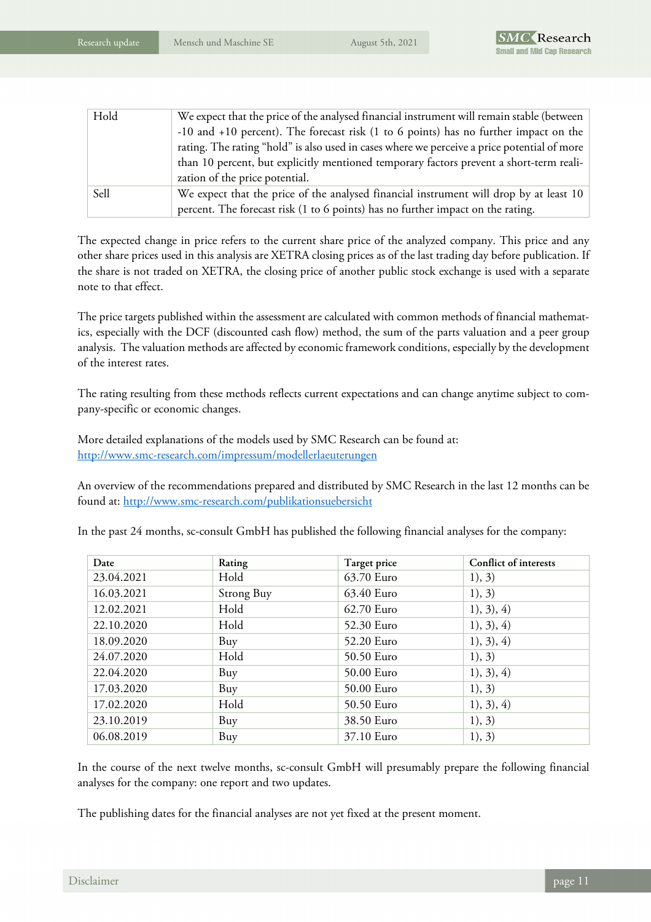| | |
|---|---|
| Hold | We expect that the price of the analysed financial instrument will remain stable (between -10 and +10 percent). The forecast risk (1 to 6 points) has no further impact on the rating. The rating "hold" is also used in cases where we perceive a price potential of more than 10 percent, but explicitly mentioned temporary factors prevent a short-term realization of the price potential. |
| Sell | We expect that the price of the analysed financial instrument will drop by at least 10 percent. The forecast risk (1 to 6 points) has no further impact on the rating. |

The expected change in price refers to the current share price of the analyzed company. This price and any other share prices used in this analysis are XETRA closing prices as of the last trading day before publication. If the share is not traded on XETRA, the closing price of another public stock exchange is used with a separate note to that effect.

The price targets published within the assessment are calculated with common methods of financial mathematics, especially with the DCF (discounted cash flow) method, the sum of the parts valuation and a peer group analysis. The valuation methods are affected by economic framework conditions, especially by the development of the interest rates.

The rating resulting from these methods reflects current expectations and can change anytime subject to company-specific or economic changes.

More detailed explanations of the models used by SMC Research can be found at:
http://www.smc-research.com/impressum/modellerlaeuterungen

An overview of the recommendations prepared and distributed by SMC Research in the last 12 months can be found at: http://www.smc-research.com/publikationsuebersicht

In the past 24 months, sc-consult GmbH has published the following financial analyses for the company:

| Date | Rating | Target price | Conflict of interests |
|---|---|---|---|
| 23.04.2021 | Hold | 63.70 Euro | 1), 3) |
| 16.03.2021 | Strong Buy | 63.40 Euro | 1), 3) |
| 12.02.2021 | Hold | 62.70 Euro | 1), 3), 4) |
| 22.10.2020 | Hold | 52.30 Euro | 1), 3), 4) |
| 18.09.2020 | Buy | 52.20 Euro | 1), 3), 4) |
| 24.07.2020 | Hold | 50.50 Euro | 1), 3) |
| 22.04.2020 | Buy | 50.00 Euro | 1), 3), 4) |
| 17.03.2020 | Buy | 50.00 Euro | 1), 3) |
| 17.02.2020 | Hold | 50.50 Euro | 1), 3), 4) |
| 23.10.2019 | Buy | 38.50 Euro | 1), 3) |
| 06.08.2019 | Buy | 37.10 Euro | 1), 3) |

In the course of the next twelve months, sc-consult GmbH will presumably prepare the following financial analyses for the company: one report and two updates.

The publishing dates for the financial analyses are not yet fixed at the present moment.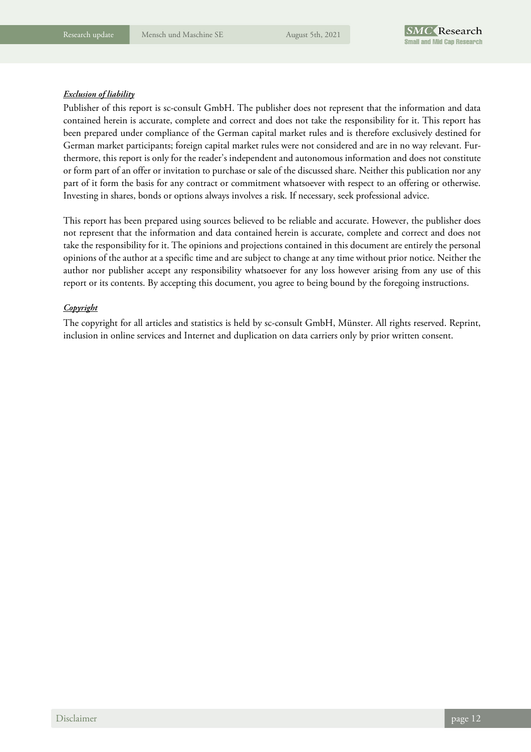***Exclusion of liability***

Publisher of this report is sc-consult GmbH. The publisher does not represent that the information and data contained herein is accurate, complete and correct and does not take the responsibility for it. This report has been prepared under compliance of the German capital market rules and is therefore exclusively destined for German market participants; foreign capital market rules were not considered and are in no way relevant. Furthermore, this report is only for the reader's independent and autonomous information and does not constitute or form part of an offer or invitation to purchase or sale of the discussed share. Neither this publication nor any part of it form the basis for any contract or commitment whatsoever with respect to an offering or otherwise. Investing in shares, bonds or options always involves a risk. If necessary, seek professional advice.

This report has been prepared using sources believed to be reliable and accurate. However, the publisher does not represent that the information and data contained herein is accurate, complete and correct and does not take the responsibility for it. The opinions and projections contained in this document are entirely the personal opinions of the author at a specific time and are subject to change at any time without prior notice. Neither the author nor publisher accept any responsibility whatsoever for any loss however arising from any use of this report or its contents. By accepting this document, you agree to being bound by the foregoing instructions.

***Copyright***

The copyright for all articles and statistics is held by sc-consult GmbH, Münster. All rights reserved. Reprint, inclusion in online services and Internet and duplication on data carriers only by prior written consent.